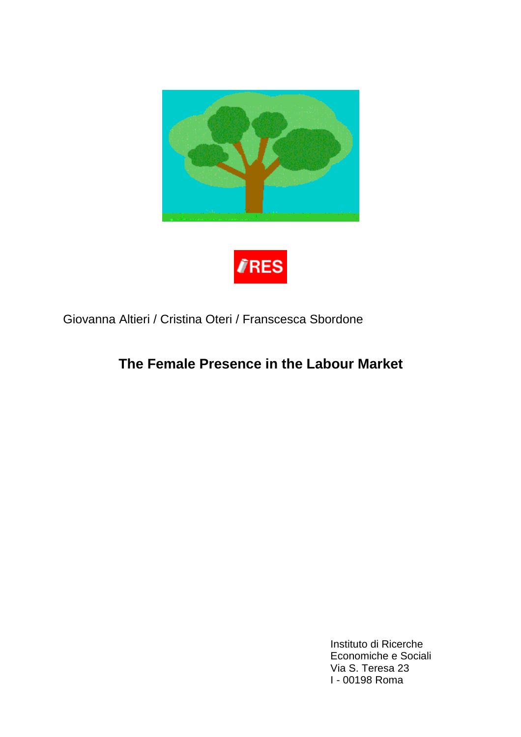IRES

Giovanna Altieri / Cristina Oteri / Franscesca Sbordone

# The Female Presence in the Labour Market

Instituto di Ricerche
Economiche e Sociali
Via S. Teresa 23
I - 00198 Roma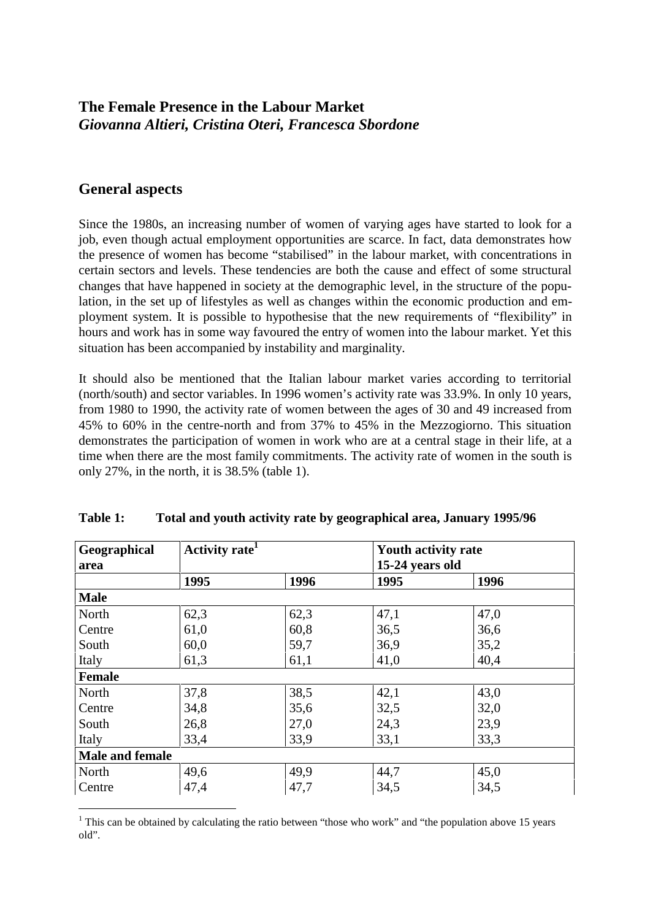## The Female Presence in the Labour Market

***Giovanna Altieri, Cristina Oteri, Francesca Sbordone***

## General aspects

Since the 1980s, an increasing number of women of varying ages have started to look for a job, even though actual employment opportunities are scarce. In fact, data demonstrates how the presence of women has become "stabilised" in the labour market, with concentrations in certain sectors and levels. These tendencies are both the cause and effect of some structural changes that have happened in society at the demographic level, in the structure of the population, in the set up of lifestyles as well as changes within the economic production and employment system. It is possible to hypothesise that the new requirements of "flexibility" in hours and work has in some way favoured the entry of women into the labour market. Yet this situation has been accompanied by instability and marginality.

It should also be mentioned that the Italian labour market varies according to territorial (north/south) and sector variables. In 1996 women's activity rate was 33.9%. In only 10 years, from 1980 to 1990, the activity rate of women between the ages of 30 and 49 increased from 45% to 60% in the centre-north and from 37% to 45% in the Mezzogiorno. This situation demonstrates the participation of women in work who are at a central stage in their life, at a time when there are the most family commitments. The activity rate of women in the south is only 27%, in the north, it is 38.5% (table 1).

**Table 1: Total and youth activity rate by geographical area, January 1995/96**

| Geographical area | Activity rate[1] | | Youth activity rate 15-24 years old | |
|---|---|---|---|---|
| | **1995** | **1996** | **1995** | **1996** |
| **Male** | | | | |
| North | 62,3 | 62,3 | 47,1 | 47,0 |
| Centre | 61,0 | 60,8 | 36,5 | 36,6 |
| South | 60,0 | 59,7 | 36,9 | 35,2 |
| Italy | 61,3 | 61,1 | 41,0 | 40,4 |
| **Female** | | | | |
| North | 37,8 | 38,5 | 42,1 | 43,0 |
| Centre | 34,8 | 35,6 | 32,5 | 32,0 |
| South | 26,8 | 27,0 | 24,3 | 23,9 |
| Italy | 33,4 | 33,9 | 33,1 | 33,3 |
| **Male and female** | | | | |
| North | 49,6 | 49,9 | 44,7 | 45,0 |
| Centre | 47,4 | 47,7 | 34,5 | 34,5 |

[1] This can be obtained by calculating the ratio between "those who work" and "the population above 15 years old".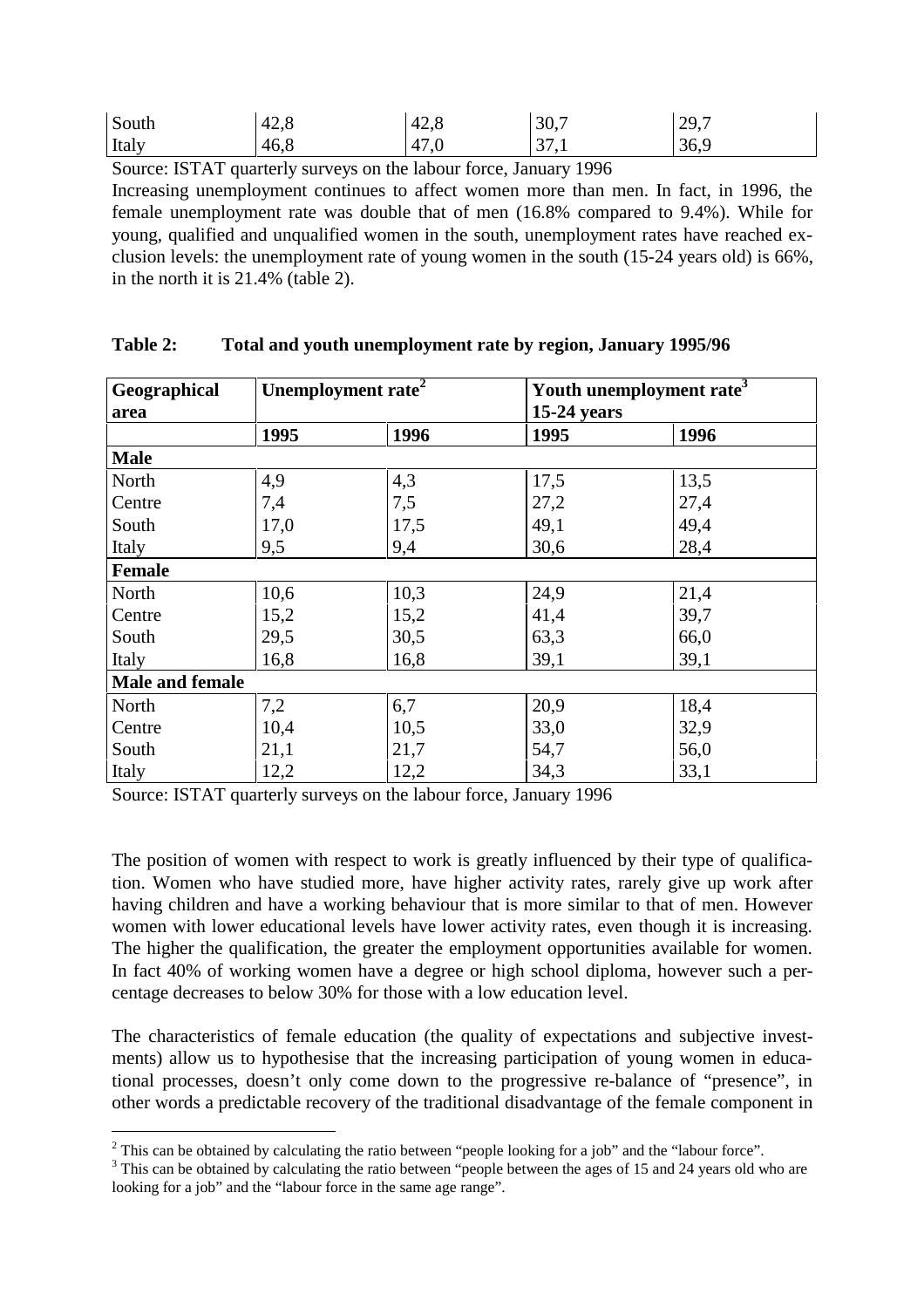| South | 42,8 | 42,8 | 30,7 | 29,7 |
|---|---|---|---|---|
| Italy | 46,8 | 47,0 | 37,1 | 36,9 |

Source: ISTAT quarterly surveys on the labour force, January 1996

Increasing unemployment continues to affect women more than men. In fact, in 1996, the female unemployment rate was double that of men (16.8% compared to 9.4%). While for young, qualified and unqualified women in the south, unemployment rates have reached exclusion levels: the unemployment rate of young women in the south (15-24 years old) is 66%, in the north it is 21.4% (table 2).

**Table 2: Total and youth unemployment rate by region, January 1995/96**

| Geographical area | Unemployment rate[2] | | Youth unemployment rate[3] 15-24 years | |
|---|---|---|---|---|
| | **1995** | **1996** | **1995** | **1996** |
| **Male** | | | | |
| North | 4,9 | 4,3 | 17,5 | 13,5 |
| Centre | 7,4 | 7,5 | 27,2 | 27,4 |
| South | 17,0 | 17,5 | 49,1 | 49,4 |
| Italy | 9,5 | 9,4 | 30,6 | 28,4 |
| **Female** | | | | |
| North | 10,6 | 10,3 | 24,9 | 21,4 |
| Centre | 15,2 | 15,2 | 41,4 | 39,7 |
| South | 29,5 | 30,5 | 63,3 | 66,0 |
| Italy | 16,8 | 16,8 | 39,1 | 39,1 |
| **Male and female** | | | | |
| North | 7,2 | 6,7 | 20,9 | 18,4 |
| Centre | 10,4 | 10,5 | 33,0 | 32,9 |
| South | 21,1 | 21,7 | 54,7 | 56,0 |
| Italy | 12,2 | 12,2 | 34,3 | 33,1 |

Source: ISTAT quarterly surveys on the labour force, January 1996

The position of women with respect to work is greatly influenced by their type of qualification. Women who have studied more, have higher activity rates, rarely give up work after having children and have a working behaviour that is more similar to that of men. However women with lower educational levels have lower activity rates, even though it is increasing. The higher the qualification, the greater the employment opportunities available for women. In fact 40% of working women have a degree or high school diploma, however such a percentage decreases to below 30% for those with a low education level.

The characteristics of female education (the quality of expectations and subjective investments) allow us to hypothesise that the increasing participation of young women in educational processes, doesn't only come down to the progressive re-balance of "presence", in other words a predictable recovery of the traditional disadvantage of the female component in

[2] This can be obtained by calculating the ratio between "people looking for a job" and the "labour force".

[3] This can be obtained by calculating the ratio between "people between the ages of 15 and 24 years old who are looking for a job" and the "labour force in the same age range".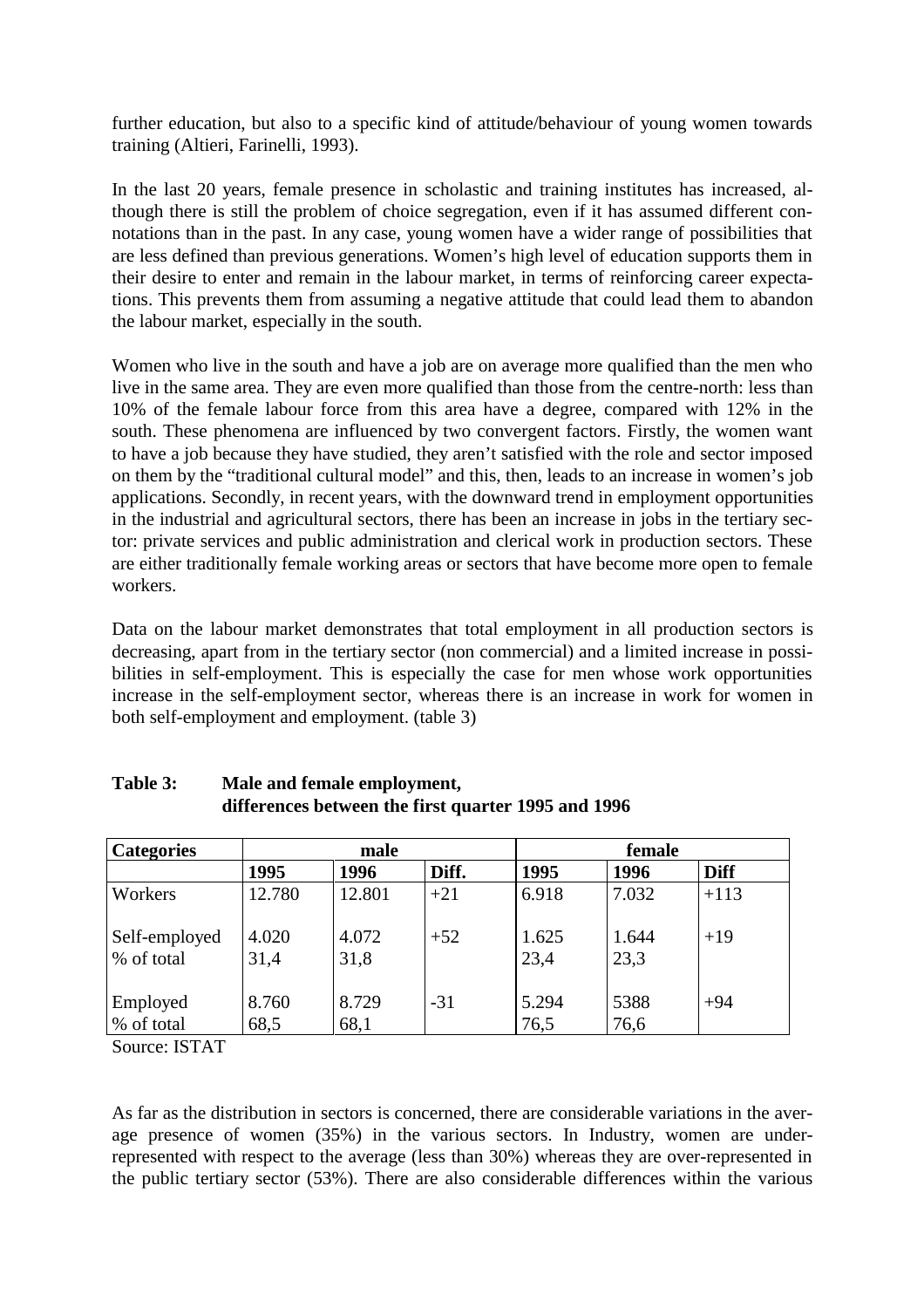further education, but also to a specific kind of attitude/behaviour of young women towards training (Altieri, Farinelli, 1993).

In the last 20 years, female presence in scholastic and training institutes has increased, although there is still the problem of choice segregation, even if it has assumed different connotations than in the past. In any case, young women have a wider range of possibilities that are less defined than previous generations. Women's high level of education supports them in their desire to enter and remain in the labour market, in terms of reinforcing career expectations. This prevents them from assuming a negative attitude that could lead them to abandon the labour market, especially in the south.

Women who live in the south and have a job are on average more qualified than the men who live in the same area. They are even more qualified than those from the centre-north: less than 10% of the female labour force from this area have a degree, compared with 12% in the south. These phenomena are influenced by two convergent factors. Firstly, the women want to have a job because they have studied, they aren't satisfied with the role and sector imposed on them by the "traditional cultural model" and this, then, leads to an increase in women's job applications. Secondly, in recent years, with the downward trend in employment opportunities in the industrial and agricultural sectors, there has been an increase in jobs in the tertiary sector: private services and public administration and clerical work in production sectors. These are either traditionally female working areas or sectors that have become more open to female workers.

Data on the labour market demonstrates that total employment in all production sectors is decreasing, apart from in the tertiary sector (non commercial) and a limited increase in possibilities in self-employment. This is especially the case for men whose work opportunities increase in the self-employment sector, whereas there is an increase in work for women in both self-employment and employment. (table 3)

**Table 3: Male and female employment, differences between the first quarter 1995 and 1996**

| Categories | male | | | female | | |
|---|---|---|---|---|---|---|
| | 1995 | 1996 | Diff. | 1995 | 1996 | Diff |
| Workers | 12.780 | 12.801 | +21 | 6.918 | 7.032 | +113 |
| Self-employed | 4.020 | 4.072 | +52 | 1.625 | 1.644 | +19 |
| % of total | 31,4 | 31,8 | | 23,4 | 23,3 | |
| Employed | 8.760 | 8.729 | -31 | 5.294 | 5388 | +94 |
| % of total | 68,5 | 68,1 | | 76,5 | 76,6 | |

Source: ISTAT

As far as the distribution in sectors is concerned, there are considerable variations in the average presence of women (35%) in the various sectors. In Industry, women are under-represented with respect to the average (less than 30%) whereas they are over-represented in the public tertiary sector (53%). There are also considerable differences within the various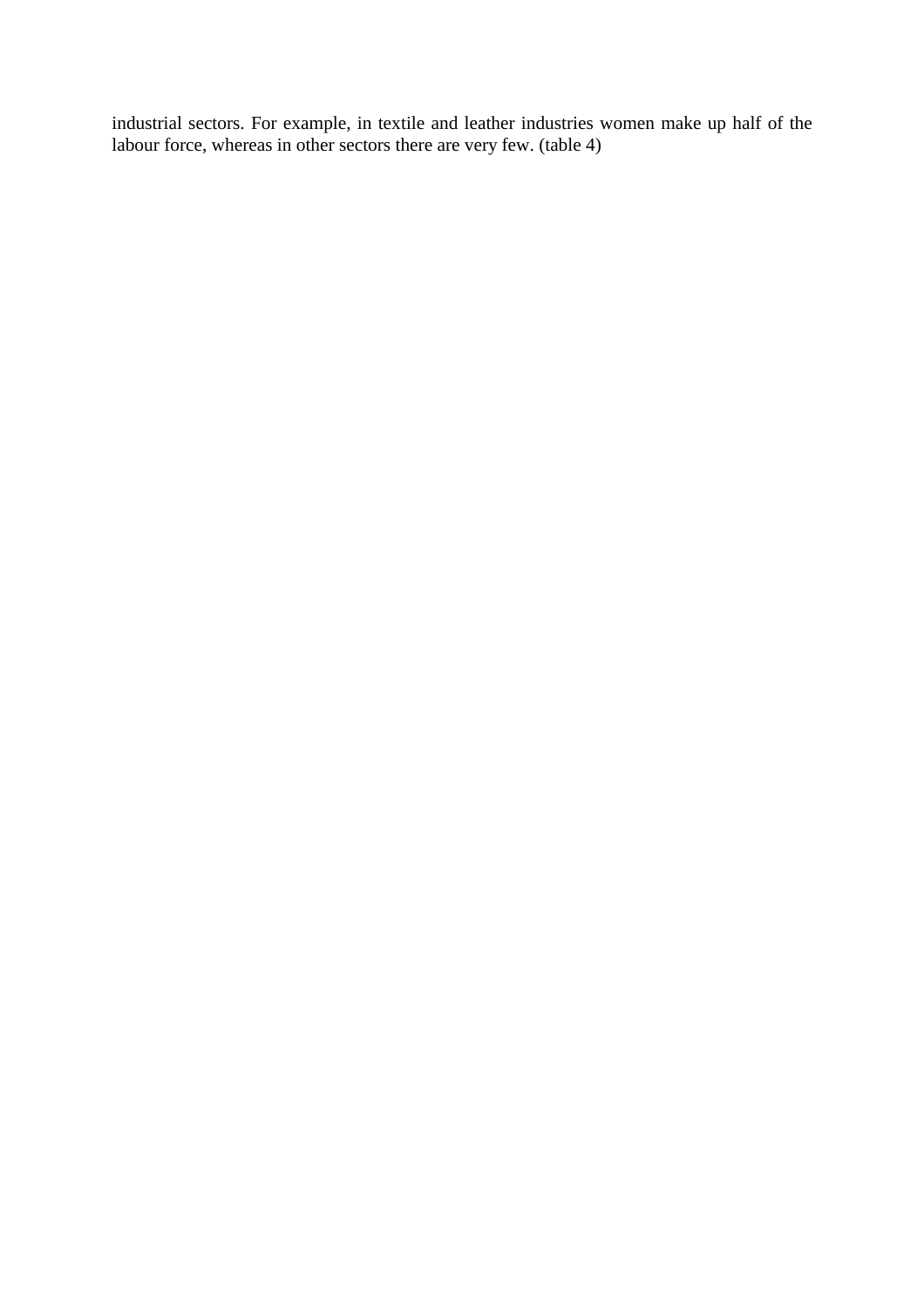industrial sectors. For example, in textile and leather industries women make up half of the labour force, whereas in other sectors there are very few. (table 4)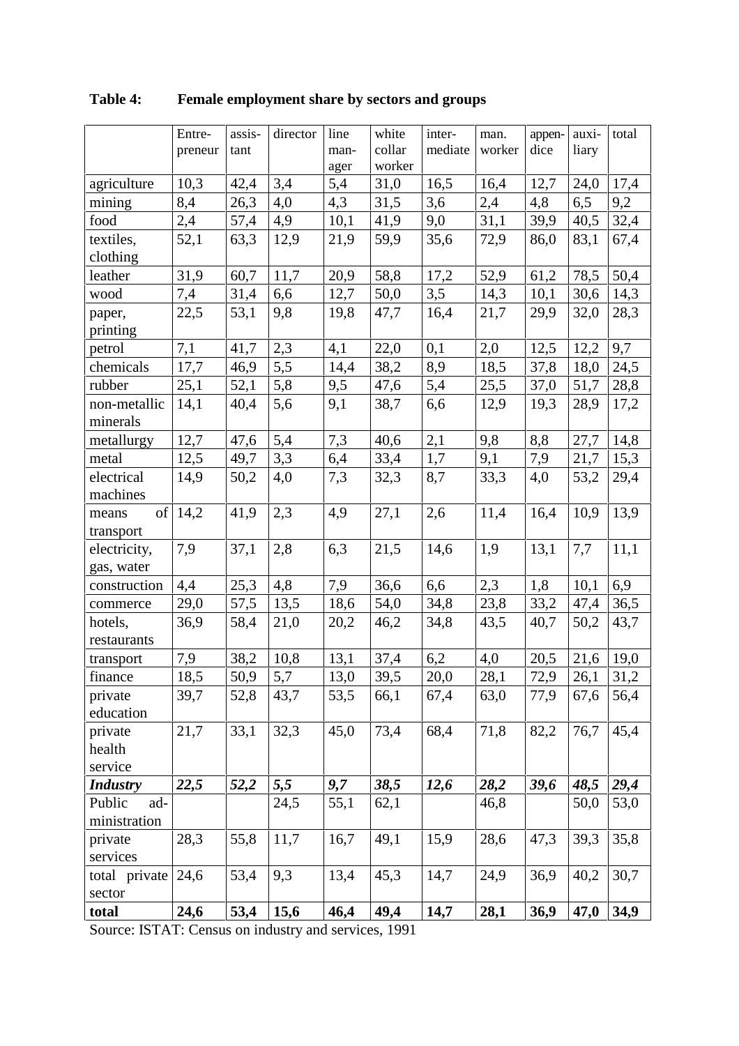**Table 4: Female employment share by sectors and groups**

| | Entre-preneur | assis-tant | director | line man-ager | white collar worker | inter-mediate | man. worker | appen-dice | auxi-liary | total |
|---|---|---|---|---|---|---|---|---|---|---|
| agriculture | 10,3 | 42,4 | 3,4 | 5,4 | 31,0 | 16,5 | 16,4 | 12,7 | 24,0 | 17,4 |
| mining | 8,4 | 26,3 | 4,0 | 4,3 | 31,5 | 3,6 | 2,4 | 4,8 | 6,5 | 9,2 |
| food | 2,4 | 57,4 | 4,9 | 10,1 | 41,9 | 9,0 | 31,1 | 39,9 | 40,5 | 32,4 |
| textiles, clothing | 52,1 | 63,3 | 12,9 | 21,9 | 59,9 | 35,6 | 72,9 | 86,0 | 83,1 | 67,4 |
| leather | 31,9 | 60,7 | 11,7 | 20,9 | 58,8 | 17,2 | 52,9 | 61,2 | 78,5 | 50,4 |
| wood | 7,4 | 31,4 | 6,6 | 12,7 | 50,0 | 3,5 | 14,3 | 10,1 | 30,6 | 14,3 |
| paper, printing | 22,5 | 53,1 | 9,8 | 19,8 | 47,7 | 16,4 | 21,7 | 29,9 | 32,0 | 28,3 |
| petrol | 7,1 | 41,7 | 2,3 | 4,1 | 22,0 | 0,1 | 2,0 | 12,5 | 12,2 | 9,7 |
| chemicals | 17,7 | 46,9 | 5,5 | 14,4 | 38,2 | 8,9 | 18,5 | 37,8 | 18,0 | 24,5 |
| rubber | 25,1 | 52,1 | 5,8 | 9,5 | 47,6 | 5,4 | 25,5 | 37,0 | 51,7 | 28,8 |
| non-metallic minerals | 14,1 | 40,4 | 5,6 | 9,1 | 38,7 | 6,6 | 12,9 | 19,3 | 28,9 | 17,2 |
| metallurgy | 12,7 | 47,6 | 5,4 | 7,3 | 40,6 | 2,1 | 9,8 | 8,8 | 27,7 | 14,8 |
| metal | 12,5 | 49,7 | 3,3 | 6,4 | 33,4 | 1,7 | 9,1 | 7,9 | 21,7 | 15,3 |
| electrical machines | 14,9 | 50,2 | 4,0 | 7,3 | 32,3 | 8,7 | 33,3 | 4,0 | 53,2 | 29,4 |
| means of transport | 14,2 | 41,9 | 2,3 | 4,9 | 27,1 | 2,6 | 11,4 | 16,4 | 10,9 | 13,9 |
| electricity, gas, water | 7,9 | 37,1 | 2,8 | 6,3 | 21,5 | 14,6 | 1,9 | 13,1 | 7,7 | 11,1 |
| construction | 4,4 | 25,3 | 4,8 | 7,9 | 36,6 | 6,6 | 2,3 | 1,8 | 10,1 | 6,9 |
| commerce | 29,0 | 57,5 | 13,5 | 18,6 | 54,0 | 34,8 | 23,8 | 33,2 | 47,4 | 36,5 |
| hotels, restaurants | 36,9 | 58,4 | 21,0 | 20,2 | 46,2 | 34,8 | 43,5 | 40,7 | 50,2 | 43,7 |
| transport | 7,9 | 38,2 | 10,8 | 13,1 | 37,4 | 6,2 | 4,0 | 20,5 | 21,6 | 19,0 |
| finance | 18,5 | 50,9 | 5,7 | 13,0 | 39,5 | 20,0 | 28,1 | 72,9 | 26,1 | 31,2 |
| private education | 39,7 | 52,8 | 43,7 | 53,5 | 66,1 | 67,4 | 63,0 | 77,9 | 67,6 | 56,4 |
| private health service | 21,7 | 33,1 | 32,3 | 45,0 | 73,4 | 68,4 | 71,8 | 82,2 | 76,7 | 45,4 |
| ***Industry*** | ***22,5*** | ***52,2*** | ***5,5*** | ***9,7*** | ***38,5*** | ***12,6*** | ***28,2*** | ***39,6*** | ***48,5*** | ***29,4*** |
| Public ad-ministration | | | 24,5 | 55,1 | 62,1 | | 46,8 | | 50,0 | 53,0 |
| private services | 28,3 | 55,8 | 11,7 | 16,7 | 49,1 | 15,9 | 28,6 | 47,3 | 39,3 | 35,8 |
| total private sector | 24,6 | 53,4 | 9,3 | 13,4 | 45,3 | 14,7 | 24,9 | 36,9 | 40,2 | 30,7 |
| **total** | **24,6** | **53,4** | **15,6** | **46,4** | **49,4** | **14,7** | **28,1** | **36,9** | **47,0** | **34,9** |

Source: ISTAT: Census on industry and services, 1991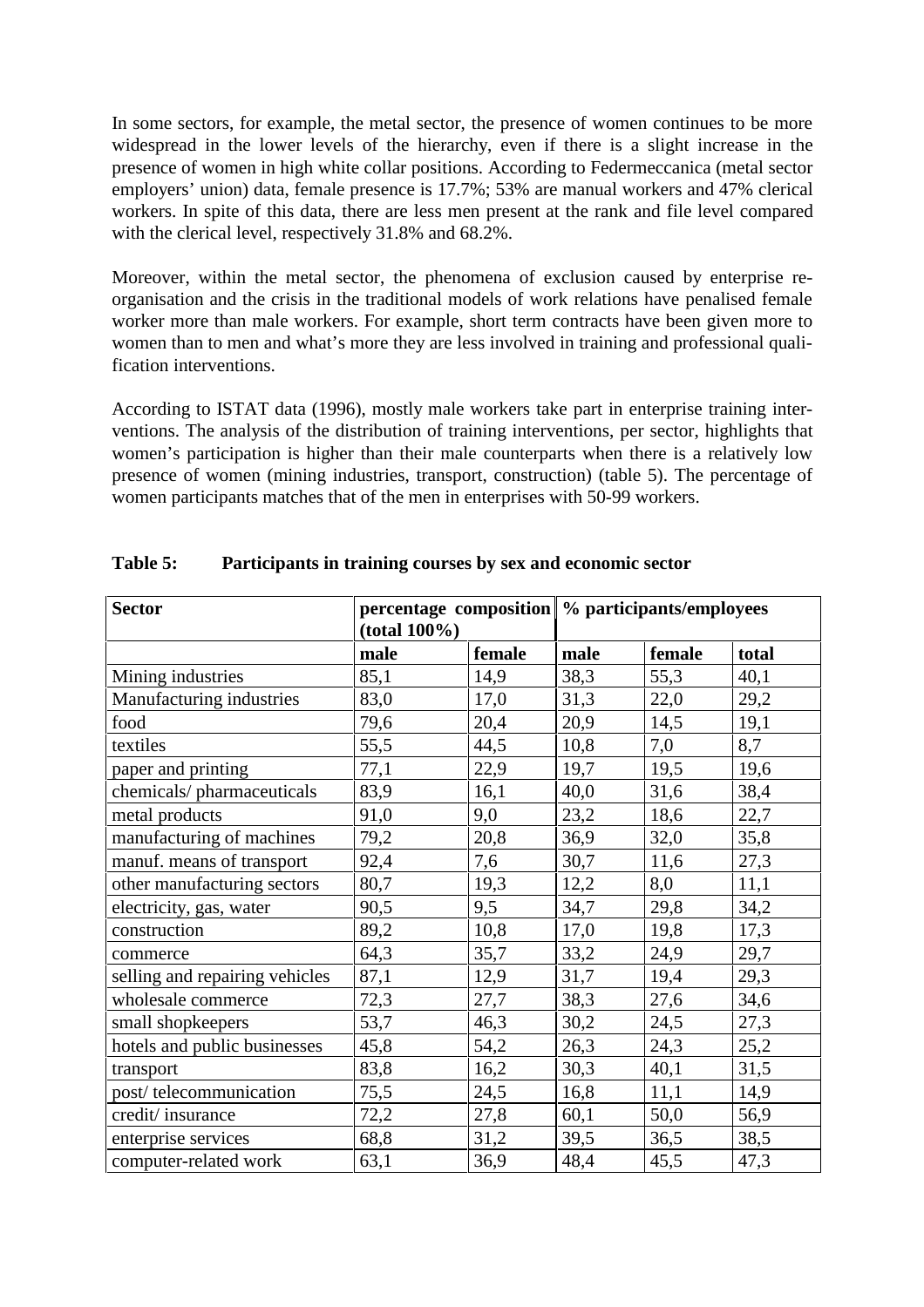In some sectors, for example, the metal sector, the presence of women continues to be more widespread in the lower levels of the hierarchy, even if there is a slight increase in the presence of women in high white collar positions. According to Federmeccanica (metal sector employers' union) data, female presence is 17.7%; 53% are manual workers and 47% clerical workers. In spite of this data, there are less men present at the rank and file level compared with the clerical level, respectively 31.8% and 68.2%.

Moreover, within the metal sector, the phenomena of exclusion caused by enterprise re-organisation and the crisis in the traditional models of work relations have penalised female worker more than male workers. For example, short term contracts have been given more to women than to men and what's more they are less involved in training and professional qualification interventions.

According to ISTAT data (1996), mostly male workers take part in enterprise training interventions. The analysis of the distribution of training interventions, per sector, highlights that women's participation is higher than their male counterparts when there is a relatively low presence of women (mining industries, transport, construction) (table 5). The percentage of women participants matches that of the men in enterprises with 50-99 workers.

**Table 5: Participants in training courses by sex and economic sector**

| Sector | percentage composition (total 100%) | | % participants/employees | | |
|---|---|---|---|---|---|
| | male | female | male | female | total |
| Mining industries | 85,1 | 14,9 | 38,3 | 55,3 | 40,1 |
| Manufacturing industries | 83,0 | 17,0 | 31,3 | 22,0 | 29,2 |
| food | 79,6 | 20,4 | 20,9 | 14,5 | 19,1 |
| textiles | 55,5 | 44,5 | 10,8 | 7,0 | 8,7 |
| paper and printing | 77,1 | 22,9 | 19,7 | 19,5 | 19,6 |
| chemicals/ pharmaceuticals | 83,9 | 16,1 | 40,0 | 31,6 | 38,4 |
| metal products | 91,0 | 9,0 | 23,2 | 18,6 | 22,7 |
| manufacturing of machines | 79,2 | 20,8 | 36,9 | 32,0 | 35,8 |
| manuf. means of transport | 92,4 | 7,6 | 30,7 | 11,6 | 27,3 |
| other manufacturing sectors | 80,7 | 19,3 | 12,2 | 8,0 | 11,1 |
| electricity, gas, water | 90,5 | 9,5 | 34,7 | 29,8 | 34,2 |
| construction | 89,2 | 10,8 | 17,0 | 19,8 | 17,3 |
| commerce | 64,3 | 35,7 | 33,2 | 24,9 | 29,7 |
| selling and repairing vehicles | 87,1 | 12,9 | 31,7 | 19,4 | 29,3 |
| wholesale commerce | 72,3 | 27,7 | 38,3 | 27,6 | 34,6 |
| small shopkeepers | 53,7 | 46,3 | 30,2 | 24,5 | 27,3 |
| hotels and public businesses | 45,8 | 54,2 | 26,3 | 24,3 | 25,2 |
| transport | 83,8 | 16,2 | 30,3 | 40,1 | 31,5 |
| post/ telecommunication | 75,5 | 24,5 | 16,8 | 11,1 | 14,9 |
| credit/ insurance | 72,2 | 27,8 | 60,1 | 50,0 | 56,9 |
| enterprise services | 68,8 | 31,2 | 39,5 | 36,5 | 38,5 |
| computer-related work | 63,1 | 36,9 | 48,4 | 45,5 | 47,3 |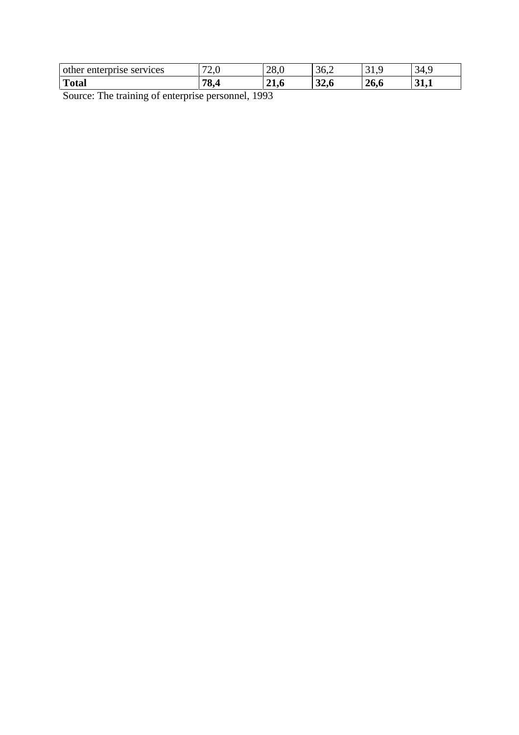| | | | | | |
|---|---|---|---|---|---|
| other enterprise services | 72,0 | 28,0 | 36,2 | 31,9 | 34,9 |
| **Total** | **78,4** | **21,6** | **32,6** | **26,6** | **31,1** |

Source: The training of enterprise personnel, 1993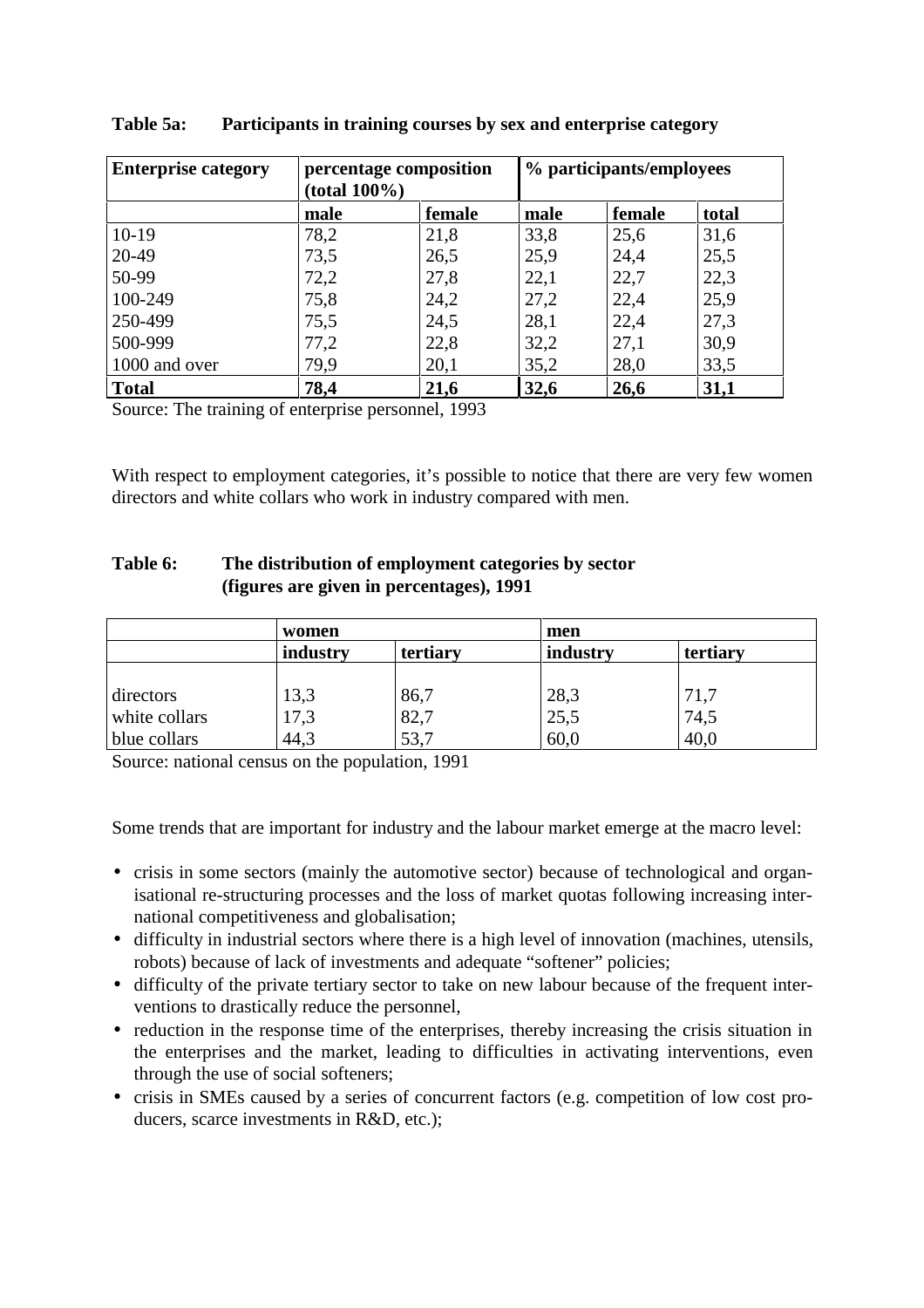**Table 5a: Participants in training courses by sex and enterprise category**

| Enterprise category | percentage composition (total 100%) | | % participants/employees | | |
|---|---|---|---|---|---|
| | male | female | male | female | total |
| 10-19 | 78,2 | 21,8 | 33,8 | 25,6 | 31,6 |
| 20-49 | 73,5 | 26,5 | 25,9 | 24,4 | 25,5 |
| 50-99 | 72,2 | 27,8 | 22,1 | 22,7 | 22,3 |
| 100-249 | 75,8 | 24,2 | 27,2 | 22,4 | 25,9 |
| 250-499 | 75,5 | 24,5 | 28,1 | 22,4 | 27,3 |
| 500-999 | 77,2 | 22,8 | 32,2 | 27,1 | 30,9 |
| 1000 and over | 79,9 | 20,1 | 35,2 | 28,0 | 33,5 |
| **Total** | **78,4** | **21,6** | **32,6** | **26,6** | **31,1** |

Source: The training of enterprise personnel, 1993

With respect to employment categories, it's possible to notice that there are very few women directors and white collars who work in industry compared with men.

**Table 6: The distribution of employment categories by sector (figures are given in percentages), 1991**

| | women | | men | |
|---|---|---|---|---|
| | industry | tertiary | industry | tertiary |
| directors | 13,3 | 86,7 | 28,3 | 71,7 |
| white collars | 17,3 | 82,7 | 25,5 | 74,5 |
| blue collars | 44,3 | 53,7 | 60,0 | 40,0 |

Source: national census on the population, 1991

Some trends that are important for industry and the labour market emerge at the macro level:

- crisis in some sectors (mainly the automotive sector) because of technological and organisational re-structuring processes and the loss of market quotas following increasing international competitiveness and globalisation;
- difficulty in industrial sectors where there is a high level of innovation (machines, utensils, robots) because of lack of investments and adequate "softener" policies;
- difficulty of the private tertiary sector to take on new labour because of the frequent interventions to drastically reduce the personnel,
- reduction in the response time of the enterprises, thereby increasing the crisis situation in the enterprises and the market, leading to difficulties in activating interventions, even through the use of social softeners;
- crisis in SMEs caused by a series of concurrent factors (e.g. competition of low cost producers, scarce investments in R&D, etc.);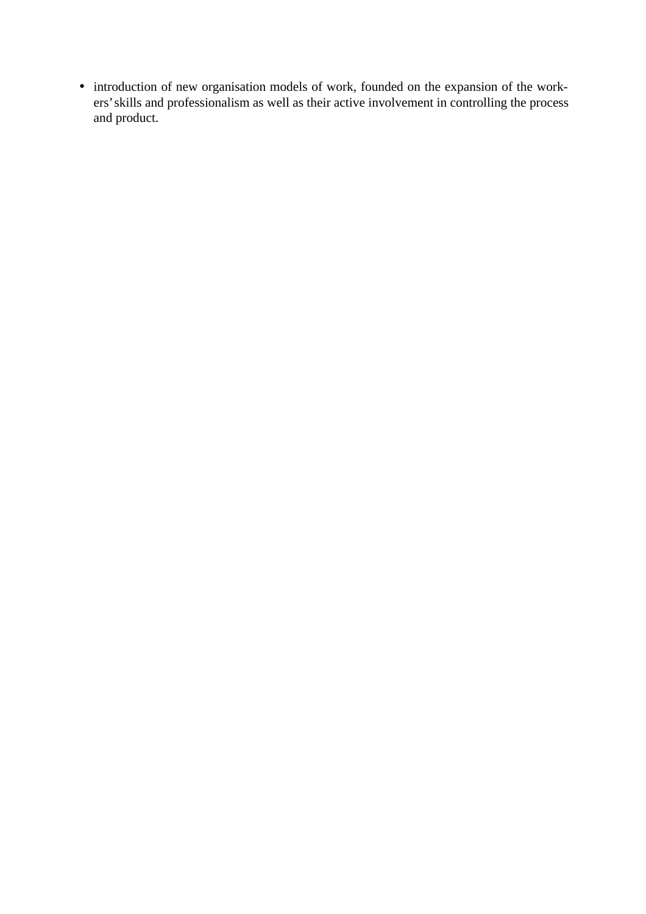- introduction of new organisation models of work, founded on the expansion of the workers' skills and professionalism as well as their active involvement in controlling the process and product.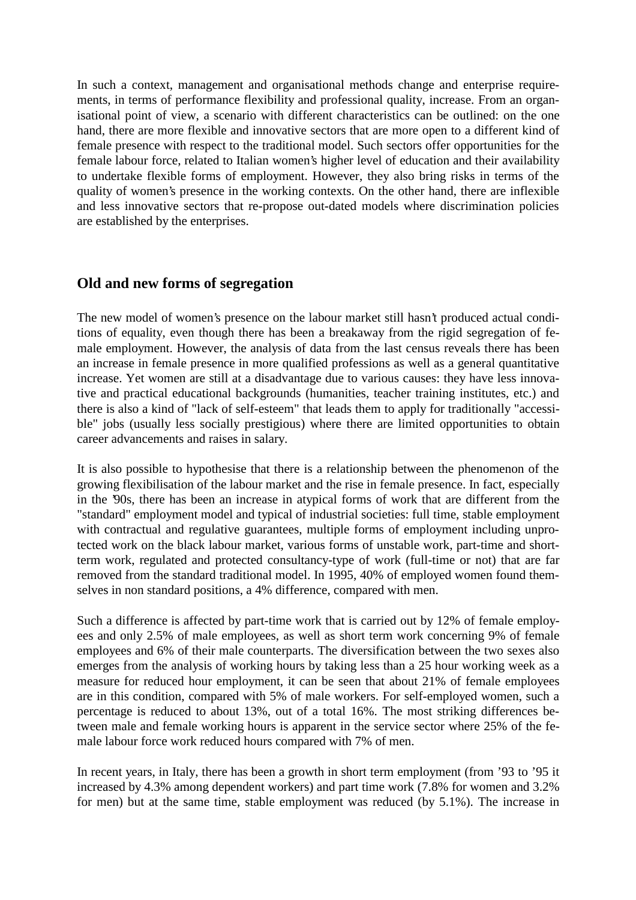In such a context, management and organisational methods change and enterprise requirements, in terms of performance flexibility and professional quality, increase. From an organisational point of view, a scenario with different characteristics can be outlined: on the one hand, there are more flexible and innovative sectors that are more open to a different kind of female presence with respect to the traditional model. Such sectors offer opportunities for the female labour force, related to Italian women's higher level of education and their availability to undertake flexible forms of employment. However, they also bring risks in terms of the quality of women's presence in the working contexts. On the other hand, there are inflexible and less innovative sectors that re-propose out-dated models where discrimination policies are established by the enterprises.

## Old and new forms of segregation

The new model of women's presence on the labour market still hasn't produced actual conditions of equality, even though there has been a breakaway from the rigid segregation of female employment. However, the analysis of data from the last census reveals there has been an increase in female presence in more qualified professions as well as a general quantitative increase. Yet women are still at a disadvantage due to various causes: they have less innovative and practical educational backgrounds (humanities, teacher training institutes, etc.) and there is also a kind of "lack of self-esteem" that leads them to apply for traditionally "accessible" jobs (usually less socially prestigious) where there are limited opportunities to obtain career advancements and raises in salary.

It is also possible to hypothesise that there is a relationship between the phenomenon of the growing flexibilisation of the labour market and the rise in female presence. In fact, especially in the '90s, there has been an increase in atypical forms of work that are different from the "standard" employment model and typical of industrial societies: full time, stable employment with contractual and regulative guarantees, multiple forms of employment including unprotected work on the black labour market, various forms of unstable work, part-time and short-term work, regulated and protected consultancy-type of work (full-time or not) that are far removed from the standard traditional model. In 1995, 40% of employed women found themselves in non standard positions, a 4% difference, compared with men.

Such a difference is affected by part-time work that is carried out by 12% of female employees and only 2.5% of male employees, as well as short term work concerning 9% of female employees and 6% of their male counterparts. The diversification between the two sexes also emerges from the analysis of working hours by taking less than a 25 hour working week as a measure for reduced hour employment, it can be seen that about 21% of female employees are in this condition, compared with 5% of male workers. For self-employed women, such a percentage is reduced to about 13%, out of a total 16%. The most striking differences between male and female working hours is apparent in the service sector where 25% of the female labour force work reduced hours compared with 7% of men.

In recent years, in Italy, there has been a growth in short term employment (from '93 to '95 it increased by 4.3% among dependent workers) and part time work (7.8% for women and 3.2% for men) but at the same time, stable employment was reduced (by 5.1%). The increase in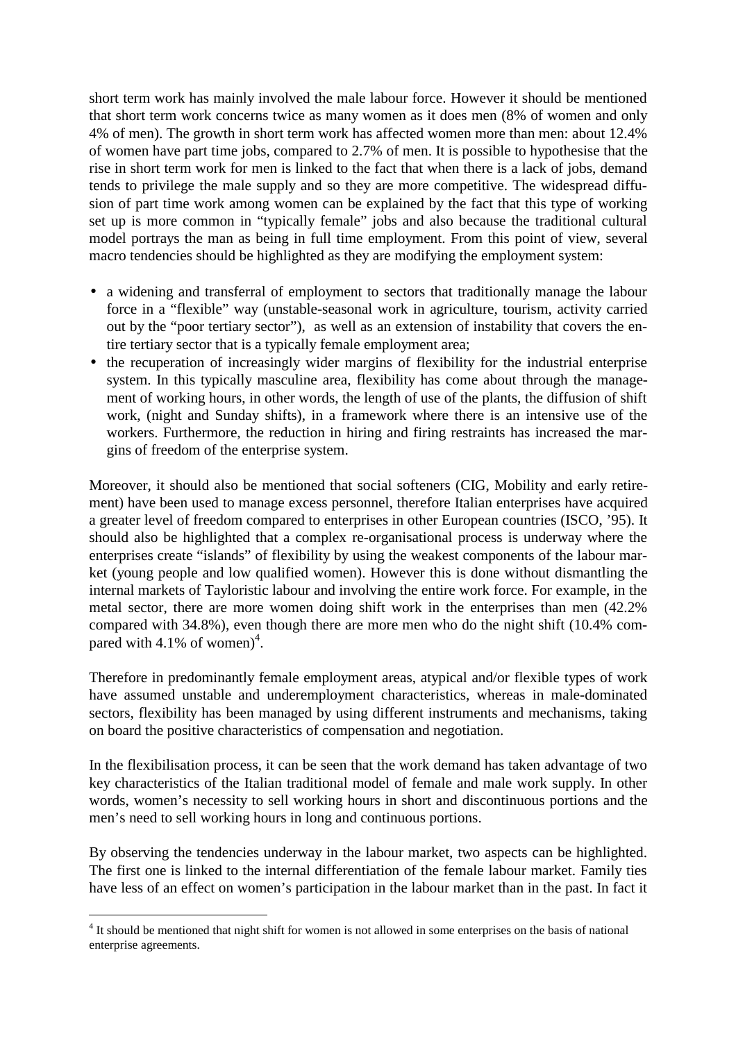short term work has mainly involved the male labour force. However it should be mentioned that short term work concerns twice as many women as it does men (8% of women and only 4% of men). The growth in short term work has affected women more than men: about 12.4% of women have part time jobs, compared to 2.7% of men. It is possible to hypothesise that the rise in short term work for men is linked to the fact that when there is a lack of jobs, demand tends to privilege the male supply and so they are more competitive. The widespread diffusion of part time work among women can be explained by the fact that this type of working set up is more common in "typically female" jobs and also because the traditional cultural model portrays the man as being in full time employment. From this point of view, several macro tendencies should be highlighted as they are modifying the employment system:

- a widening and transferral of employment to sectors that traditionally manage the labour force in a "flexible" way (unstable-seasonal work in agriculture, tourism, activity carried out by the "poor tertiary sector"), as well as an extension of instability that covers the entire tertiary sector that is a typically female employment area;
- the recuperation of increasingly wider margins of flexibility for the industrial enterprise system. In this typically masculine area, flexibility has come about through the management of working hours, in other words, the length of use of the plants, the diffusion of shift work, (night and Sunday shifts), in a framework where there is an intensive use of the workers. Furthermore, the reduction in hiring and firing restraints has increased the margins of freedom of the enterprise system.

Moreover, it should also be mentioned that social softeners (CIG, Mobility and early retirement) have been used to manage excess personnel, therefore Italian enterprises have acquired a greater level of freedom compared to enterprises in other European countries (ISCO, '95). It should also be highlighted that a complex re-organisational process is underway where the enterprises create "islands" of flexibility by using the weakest components of the labour market (young people and low qualified women). However this is done without dismantling the internal markets of Tayloristic labour and involving the entire work force. For example, in the metal sector, there are more women doing shift work in the enterprises than men (42.2% compared with 34.8%), even though there are more men who do the night shift (10.4% compared with 4.1% of women)[4].

Therefore in predominantly female employment areas, atypical and/or flexible types of work have assumed unstable and underemployment characteristics, whereas in male-dominated sectors, flexibility has been managed by using different instruments and mechanisms, taking on board the positive characteristics of compensation and negotiation.

In the flexibilisation process, it can be seen that the work demand has taken advantage of two key characteristics of the Italian traditional model of female and male work supply. In other words, women's necessity to sell working hours in short and discontinuous portions and the men's need to sell working hours in long and continuous portions.

By observing the tendencies underway in the labour market, two aspects can be highlighted. The first one is linked to the internal differentiation of the female labour market. Family ties have less of an effect on women's participation in the labour market than in the past. In fact it

[4] It should be mentioned that night shift for women is not allowed in some enterprises on the basis of national enterprise agreements.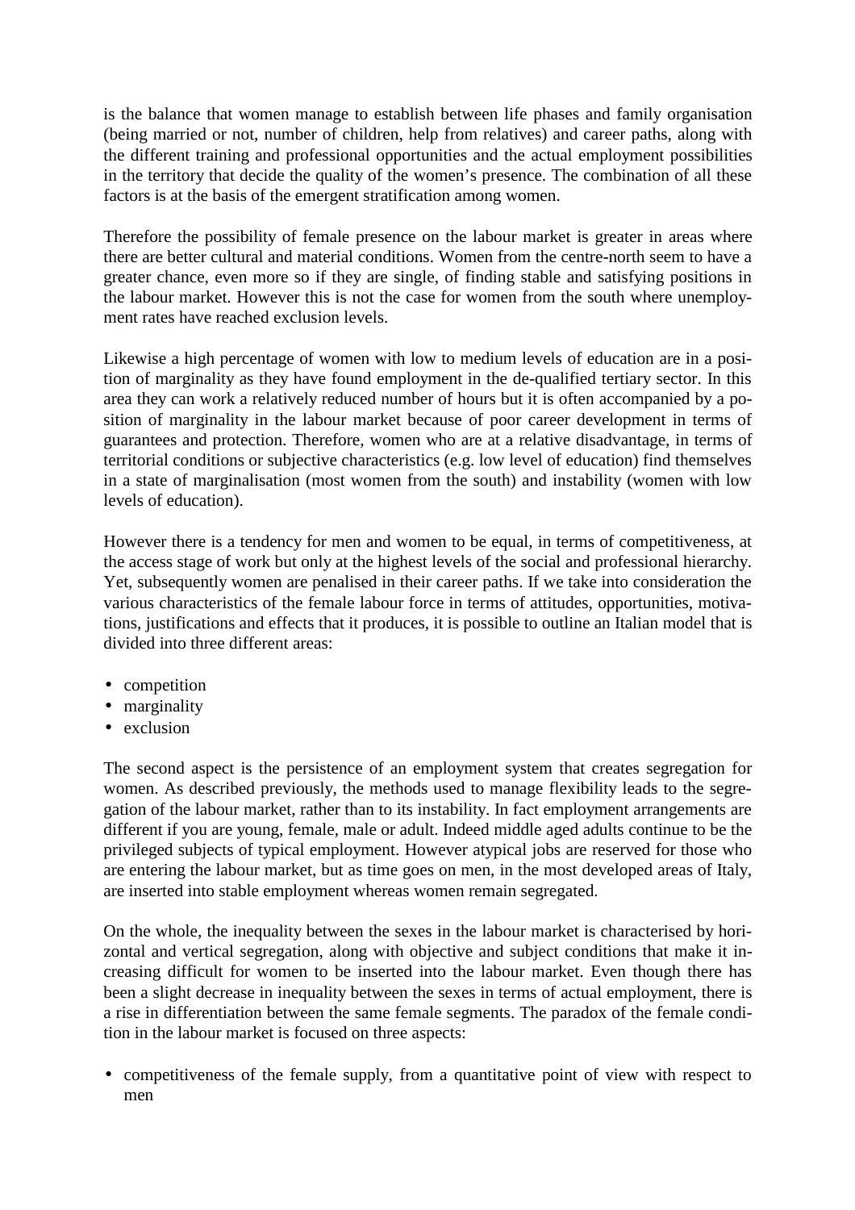is the balance that women manage to establish between life phases and family organisation (being married or not, number of children, help from relatives) and career paths, along with the different training and professional opportunities and the actual employment possibilities in the territory that decide the quality of the women's presence. The combination of all these factors is at the basis of the emergent stratification among women.

Therefore the possibility of female presence on the labour market is greater in areas where there are better cultural and material conditions. Women from the centre-north seem to have a greater chance, even more so if they are single, of finding stable and satisfying positions in the labour market. However this is not the case for women from the south where unemployment rates have reached exclusion levels.

Likewise a high percentage of women with low to medium levels of education are in a position of marginality as they have found employment in the de-qualified tertiary sector. In this area they can work a relatively reduced number of hours but it is often accompanied by a position of marginality in the labour market because of poor career development in terms of guarantees and protection. Therefore, women who are at a relative disadvantage, in terms of territorial conditions or subjective characteristics (e.g. low level of education) find themselves in a state of marginalisation (most women from the south) and instability (women with low levels of education).

However there is a tendency for men and women to be equal, in terms of competitiveness, at the access stage of work but only at the highest levels of the social and professional hierarchy. Yet, subsequently women are penalised in their career paths. If we take into consideration the various characteristics of the female labour force in terms of attitudes, opportunities, motivations, justifications and effects that it produces, it is possible to outline an Italian model that is divided into three different areas:

- competition
- marginality
- exclusion

The second aspect is the persistence of an employment system that creates segregation for women. As described previously, the methods used to manage flexibility leads to the segregation of the labour market, rather than to its instability. In fact employment arrangements are different if you are young, female, male or adult. Indeed middle aged adults continue to be the privileged subjects of typical employment. However atypical jobs are reserved for those who are entering the labour market, but as time goes on men, in the most developed areas of Italy, are inserted into stable employment whereas women remain segregated.

On the whole, the inequality between the sexes in the labour market is characterised by horizontal and vertical segregation, along with objective and subject conditions that make it increasing difficult for women to be inserted into the labour market. Even though there has been a slight decrease in inequality between the sexes in terms of actual employment, there is a rise in differentiation between the same female segments. The paradox of the female condition in the labour market is focused on three aspects:

- competitiveness of the female supply, from a quantitative point of view with respect to men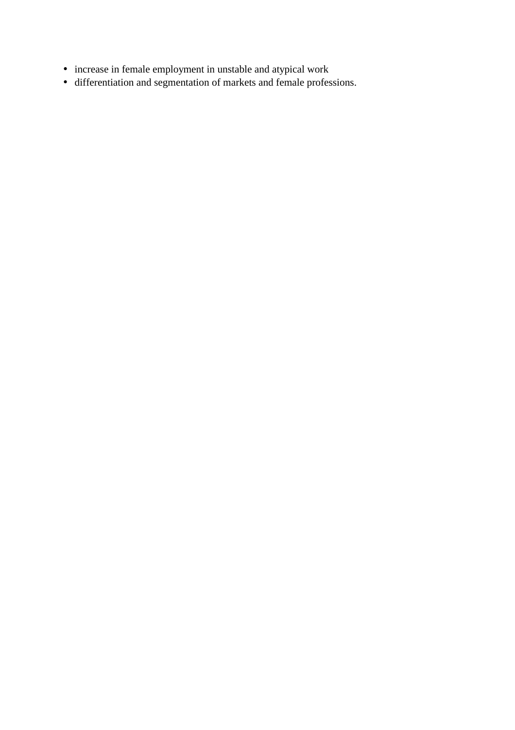- increase in female employment in unstable and atypical work
- differentiation and segmentation of markets and female professions.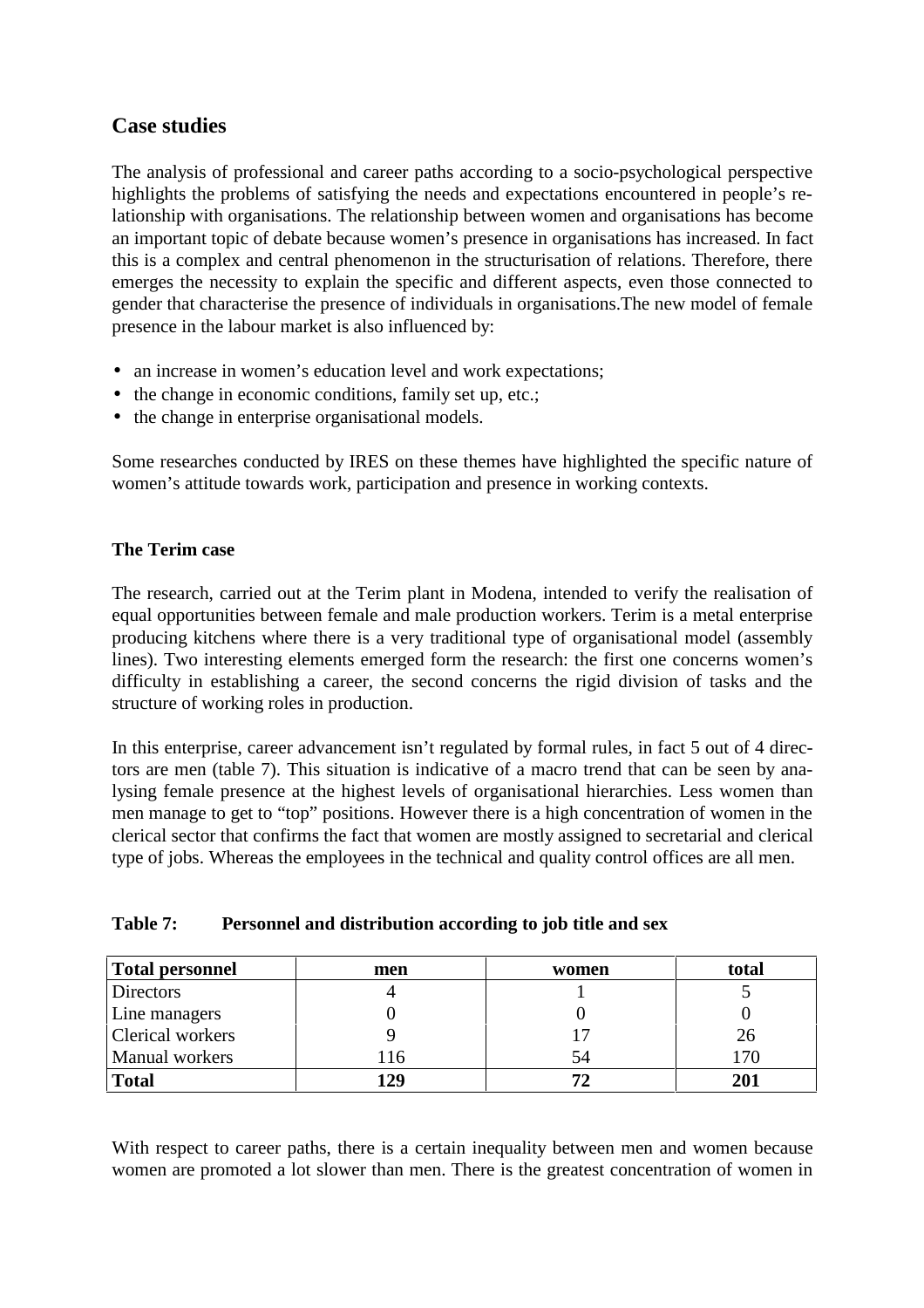## Case studies

The analysis of professional and career paths according to a socio-psychological perspective highlights the problems of satisfying the needs and expectations encountered in people's relationship with organisations. The relationship between women and organisations has become an important topic of debate because women's presence in organisations has increased. In fact this is a complex and central phenomenon in the structurisation of relations. Therefore, there emerges the necessity to explain the specific and different aspects, even those connected to gender that characterise the presence of individuals in organisations.The new model of female presence in the labour market is also influenced by:

- an increase in women's education level and work expectations;
- the change in economic conditions, family set up, etc.;
- the change in enterprise organisational models.

Some researches conducted by IRES on these themes have highlighted the specific nature of women's attitude towards work, participation and presence in working contexts.

### The Terim case

The research, carried out at the Terim plant in Modena, intended to verify the realisation of equal opportunities between female and male production workers. Terim is a metal enterprise producing kitchens where there is a very traditional type of organisational model (assembly lines). Two interesting elements emerged form the research: the first one concerns women's difficulty in establishing a career, the second concerns the rigid division of tasks and the structure of working roles in production.

In this enterprise, career advancement isn't regulated by formal rules, in fact 5 out of 4 directors are men (table 7). This situation is indicative of a macro trend that can be seen by analysing female presence at the highest levels of organisational hierarchies. Less women than men manage to get to "top" positions. However there is a high concentration of women in the clerical sector that confirms the fact that women are mostly assigned to secretarial and clerical type of jobs. Whereas the employees in the technical and quality control offices are all men.

**Table 7: Personnel and distribution according to job title and sex**

| Total personnel | men | women | total |
|---|---|---|---|
| Directors | 4 | 1 | 5 |
| Line managers | 0 | 0 | 0 |
| Clerical workers | 9 | 17 | 26 |
| Manual workers | 116 | 54 | 170 |
| **Total** | **129** | **72** | **201** |

With respect to career paths, there is a certain inequality between men and women because women are promoted a lot slower than men. There is the greatest concentration of women in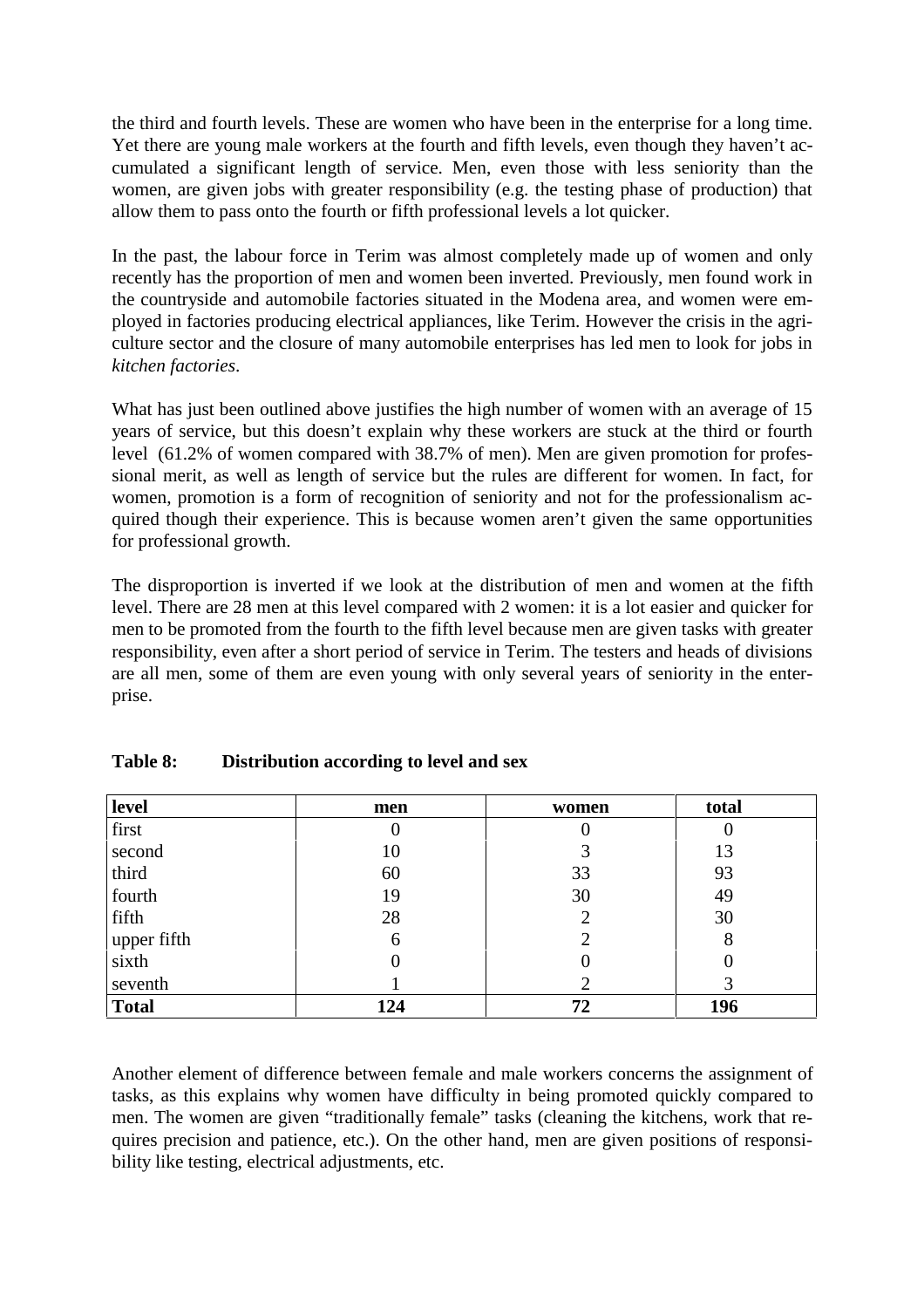the third and fourth levels. These are women who have been in the enterprise for a long time. Yet there are young male workers at the fourth and fifth levels, even though they haven't accumulated a significant length of service. Men, even those with less seniority than the women, are given jobs with greater responsibility (e.g. the testing phase of production) that allow them to pass onto the fourth or fifth professional levels a lot quicker.

In the past, the labour force in Terim was almost completely made up of women and only recently has the proportion of men and women been inverted. Previously, men found work in the countryside and automobile factories situated in the Modena area, and women were employed in factories producing electrical appliances, like Terim. However the crisis in the agriculture sector and the closure of many automobile enterprises has led men to look for jobs in *kitchen factories*.

What has just been outlined above justifies the high number of women with an average of 15 years of service, but this doesn't explain why these workers are stuck at the third or fourth level (61.2% of women compared with 38.7% of men). Men are given promotion for professional merit, as well as length of service but the rules are different for women. In fact, for women, promotion is a form of recognition of seniority and not for the professionalism acquired though their experience. This is because women aren't given the same opportunities for professional growth.

The disproportion is inverted if we look at the distribution of men and women at the fifth level. There are 28 men at this level compared with 2 women: it is a lot easier and quicker for men to be promoted from the fourth to the fifth level because men are given tasks with greater responsibility, even after a short period of service in Terim. The testers and heads of divisions are all men, some of them are even young with only several years of seniority in the enterprise.

**Table 8: Distribution according to level and sex**

| level | men | women | total |
|---|---|---|---|
| first | 0 | 0 | 0 |
| second | 10 | 3 | 13 |
| third | 60 | 33 | 93 |
| fourth | 19 | 30 | 49 |
| fifth | 28 | 2 | 30 |
| upper fifth | 6 | 2 | 8 |
| sixth | 0 | 0 | 0 |
| seventh | 1 | 2 | 3 |
| **Total** | **124** | **72** | **196** |

Another element of difference between female and male workers concerns the assignment of tasks, as this explains why women have difficulty in being promoted quickly compared to men. The women are given "traditionally female" tasks (cleaning the kitchens, work that requires precision and patience, etc.). On the other hand, men are given positions of responsibility like testing, electrical adjustments, etc.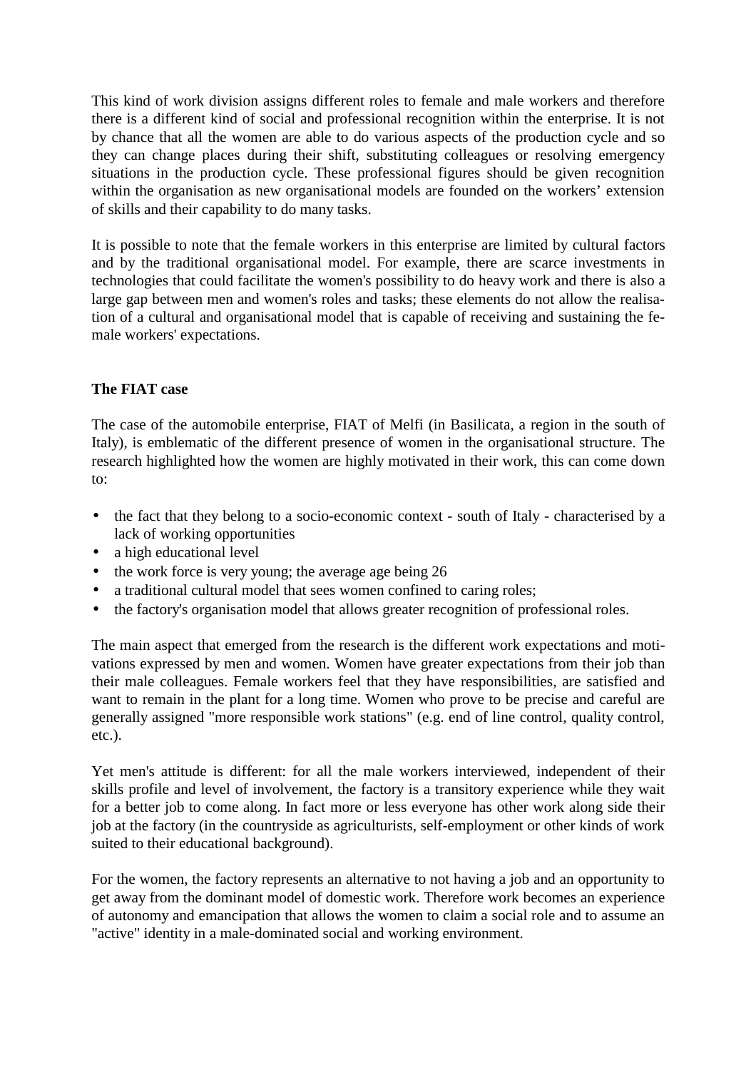This kind of work division assigns different roles to female and male workers and therefore there is a different kind of social and professional recognition within the enterprise. It is not by chance that all the women are able to do various aspects of the production cycle and so they can change places during their shift, substituting colleagues or resolving emergency situations in the production cycle. These professional figures should be given recognition within the organisation as new organisational models are founded on the workers' extension of skills and their capability to do many tasks.

It is possible to note that the female workers in this enterprise are limited by cultural factors and by the traditional organisational model. For example, there are scarce investments in technologies that could facilitate the women's possibility to do heavy work and there is also a large gap between men and women's roles and tasks; these elements do not allow the realisation of a cultural and organisational model that is capable of receiving and sustaining the female workers' expectations.

### The FIAT case

The case of the automobile enterprise, FIAT of Melfi (in Basilicata, a region in the south of Italy), is emblematic of the different presence of women in the organisational structure. The research highlighted how the women are highly motivated in their work, this can come down to:

- the fact that they belong to a socio-economic context - south of Italy - characterised by a lack of working opportunities
- a high educational level
- the work force is very young; the average age being 26
- a traditional cultural model that sees women confined to caring roles;
- the factory's organisation model that allows greater recognition of professional roles.

The main aspect that emerged from the research is the different work expectations and motivations expressed by men and women. Women have greater expectations from their job than their male colleagues. Female workers feel that they have responsibilities, are satisfied and want to remain in the plant for a long time. Women who prove to be precise and careful are generally assigned "more responsible work stations" (e.g. end of line control, quality control, etc.).

Yet men's attitude is different: for all the male workers interviewed, independent of their skills profile and level of involvement, the factory is a transitory experience while they wait for a better job to come along. In fact more or less everyone has other work along side their job at the factory (in the countryside as agriculturists, self-employment or other kinds of work suited to their educational background).

For the women, the factory represents an alternative to not having a job and an opportunity to get away from the dominant model of domestic work. Therefore work becomes an experience of autonomy and emancipation that allows the women to claim a social role and to assume an "active" identity in a male-dominated social and working environment.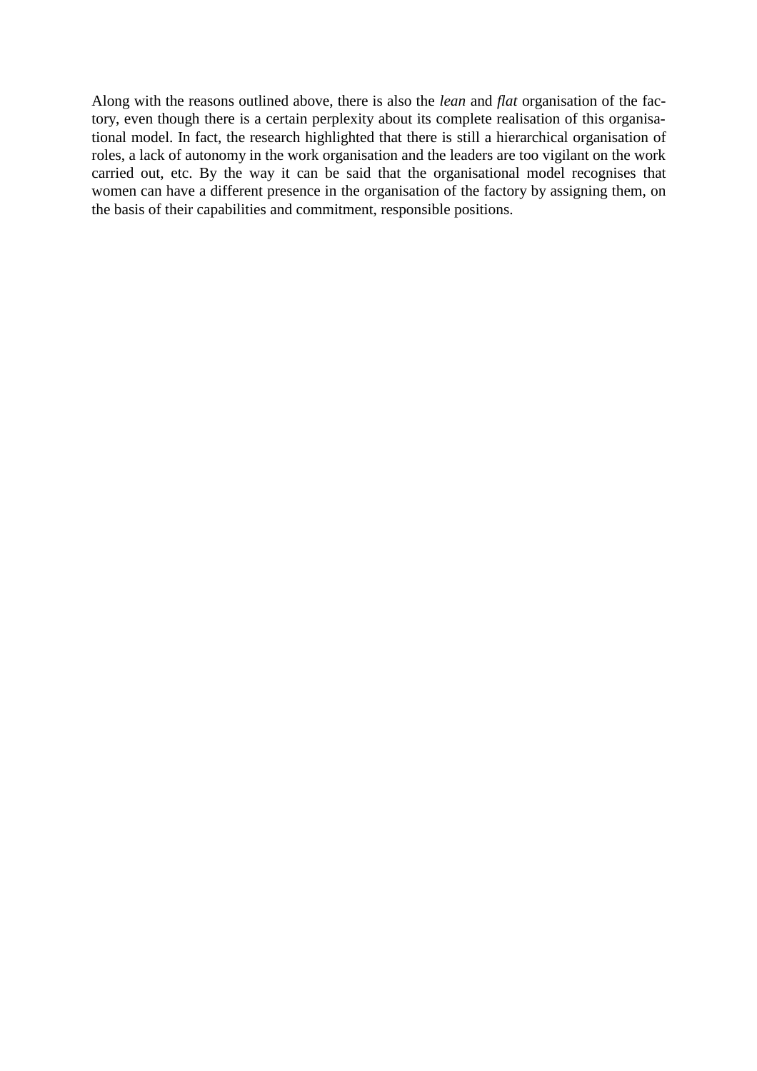Along with the reasons outlined above, there is also the *lean* and *flat* organisation of the factory, even though there is a certain perplexity about its complete realisation of this organisational model. In fact, the research highlighted that there is still a hierarchical organisation of roles, a lack of autonomy in the work organisation and the leaders are too vigilant on the work carried out, etc. By the way it can be said that the organisational model recognises that women can have a different presence in the organisation of the factory by assigning them, on the basis of their capabilities and commitment, responsible positions.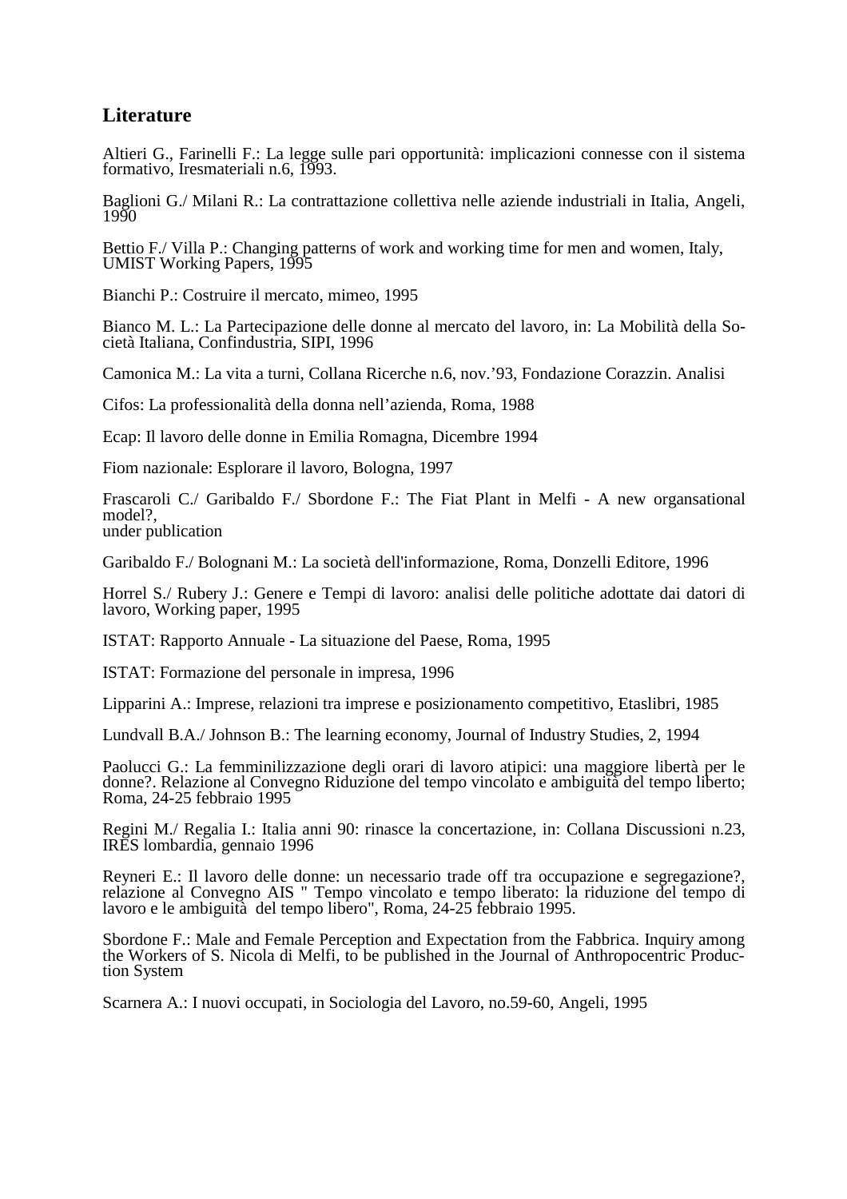## Literature

Altieri G., Farinelli F.: La legge sulle pari opportunità: implicazioni connesse con il sistema formativo, Iresmateriali n.6, 1993.

Baglioni G./ Milani R.: La contrattazione collettiva nelle aziende industriali in Italia, Angeli, 1990

Bettio F./ Villa P.: Changing patterns of work and working time for men and women, Italy, UMIST Working Papers, 1995

Bianchi P.: Costruire il mercato, mimeo, 1995

Bianco M. L.: La Partecipazione delle donne al mercato del lavoro, in: La Mobilità della Società Italiana, Confindustria, SIPI, 1996

Camonica M.: La vita a turni, Collana Ricerche n.6, nov.'93, Fondazione Corazzin. Analisi

Cifos: La professionalità della donna nell'azienda, Roma, 1988

Ecap: Il lavoro delle donne in Emilia Romagna, Dicembre 1994

Fiom nazionale: Esplorare il lavoro, Bologna, 1997

Frascaroli C./ Garibaldo F./ Sbordone F.: The Fiat Plant in Melfi - A new organsational model?,
under publication

Garibaldo F./ Bolognani M.: La società dell'informazione, Roma, Donzelli Editore, 1996

Horrel S./ Rubery J.: Genere e Tempi di lavoro: analisi delle politiche adottate dai datori di lavoro, Working paper, 1995

ISTAT: Rapporto Annuale - La situazione del Paese, Roma, 1995

ISTAT: Formazione del personale in impresa, 1996

Lipparini A.: Imprese, relazioni tra imprese e posizionamento competitivo, Etaslibri, 1985

Lundvall B.A./ Johnson B.: The learning economy, Journal of Industry Studies, 2, 1994

Paolucci G.: La femminilizzazione degli orari di lavoro atipici: una maggiore libertà per le donne?. Relazione al Convegno Riduzione del tempo vincolato e ambiguità del tempo liberto; Roma, 24-25 febbraio 1995

Regini M./ Regalia I.: Italia anni 90: rinasce la concertazione, in: Collana Discussioni n.23, IRES lombardia, gennaio 1996

Reyneri E.: Il lavoro delle donne: un necessario trade off tra occupazione e segregazione?, relazione al Convegno AIS " Tempo vincolato e tempo liberato: la riduzione del tempo di lavoro e le ambiguità del tempo libero", Roma, 24-25 febbraio 1995.

Sbordone F.: Male and Female Perception and Expectation from the Fabbrica. Inquiry among the Workers of S. Nicola di Melfi, to be published in the Journal of Anthropocentric Production System

Scarnera A.: I nuovi occupati, in Sociologia del Lavoro, no.59-60, Angeli, 1995